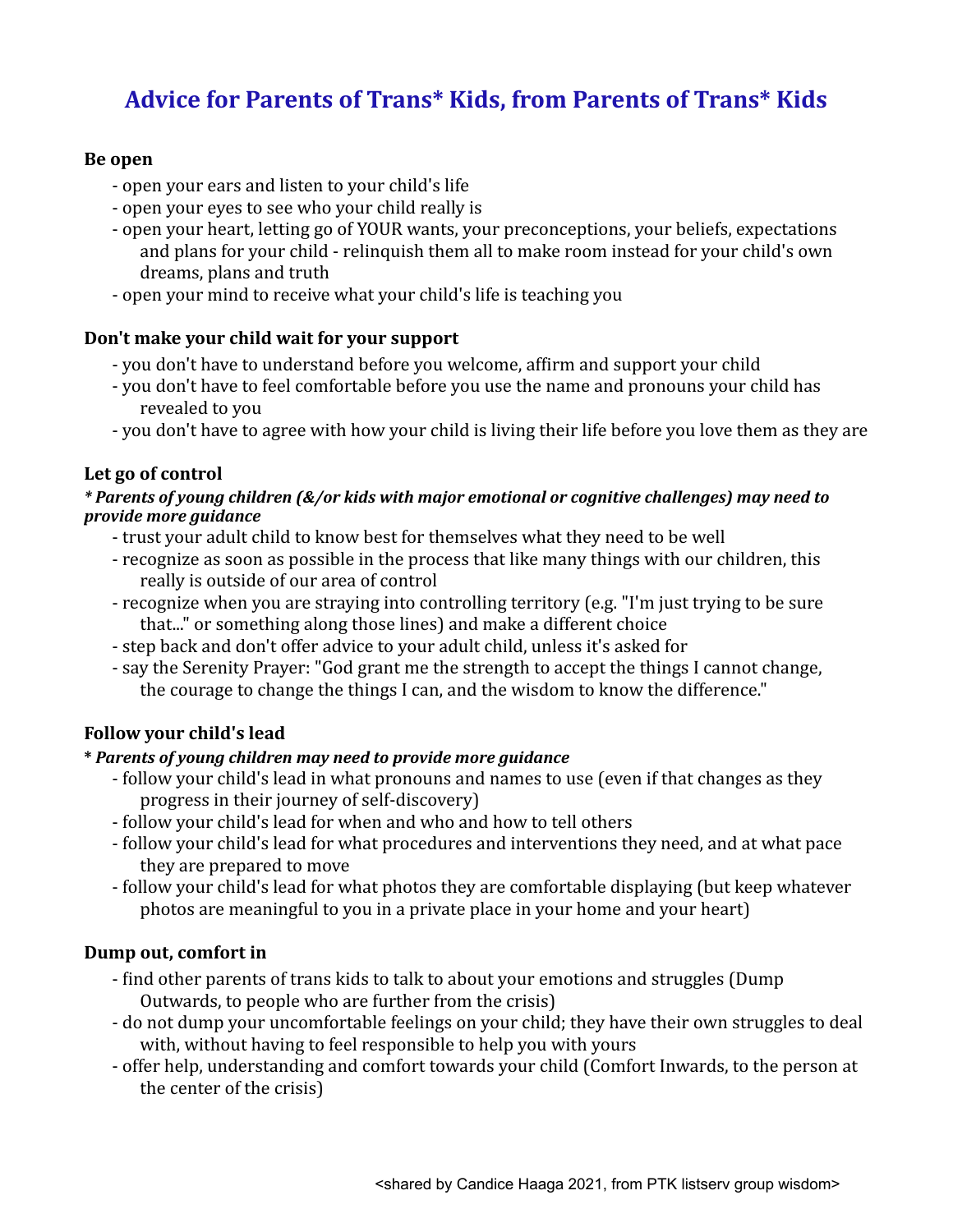# Advice for Parents of Trans* Kids, from Parents of Trans* Kids

**Be open**

- open your ears and listen to your child's life
- open your eyes to see who your child really is
- open your heart, letting go of YOUR wants, your preconceptions, your beliefs, expectations and plans for your child - relinquish them all to make room instead for your child's own dreams, plans and truth
- open your mind to receive what your child's life is teaching you

**Don't make your child wait for your support**

- you don't have to understand before you welcome, affirm and support your child
- you don't have to feel comfortable before you use the name and pronouns your child has revealed to you
- you don't have to agree with how your child is living their life before you love them as they are

**Let go of control**

***\* Parents of young children (&/or kids with major emotional or cognitive challenges) may need to provide more guidance***

- trust your adult child to know best for themselves what they need to be well
- recognize as soon as possible in the process that like many things with our children, this really is outside of our area of control
- recognize when you are straying into controlling territory (e.g. "I'm just trying to be sure that..." or something along those lines) and make a different choice
- step back and don't offer advice to your adult child, unless it's asked for
- say the Serenity Prayer: "God grant me the strength to accept the things I cannot change, the courage to change the things I can, and the wisdom to know the difference."

**Follow your child's lead**

**\* *Parents of young children may need to provide more guidance***

- follow your child's lead in what pronouns and names to use (even if that changes as they progress in their journey of self-discovery)
- follow your child's lead for when and who and how to tell others
- follow your child's lead for what procedures and interventions they need, and at what pace they are prepared to move
- follow your child's lead for what photos they are comfortable displaying (but keep whatever photos are meaningful to you in a private place in your home and your heart)

**Dump out, comfort in**

- find other parents of trans kids to talk to about your emotions and struggles (Dump Outwards, to people who are further from the crisis)
- do not dump your uncomfortable feelings on your child; they have their own struggles to deal with, without having to feel responsible to help you with yours
- offer help, understanding and comfort towards your child (Comfort Inwards, to the person at the center of the crisis)

<shared by Candice Haaga 2021, from PTK listserv group wisdom>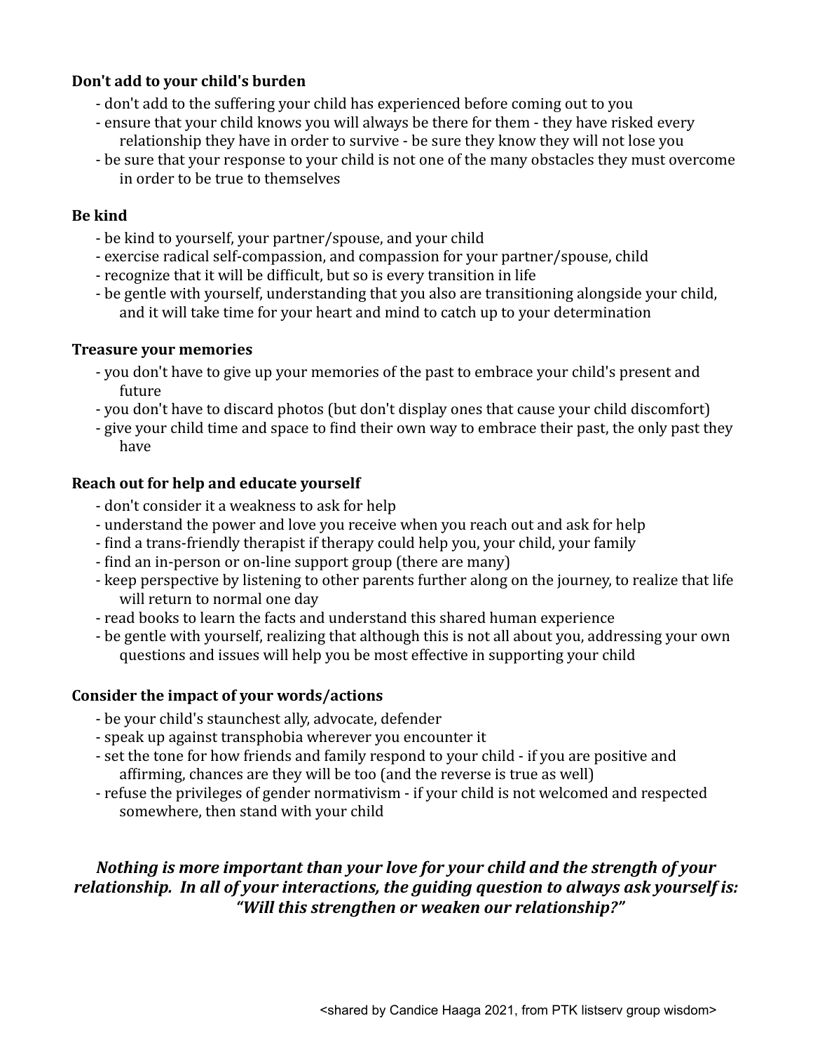**Don't add to your child's burden**

- don't add to the suffering your child has experienced before coming out to you
- ensure that your child knows you will always be there for them - they have risked every relationship they have in order to survive - be sure they know they will not lose you
- be sure that your response to your child is not one of the many obstacles they must overcome in order to be true to themselves

**Be kind**

- be kind to yourself, your partner/spouse, and your child
- exercise radical self-compassion, and compassion for your partner/spouse, child
- recognize that it will be difficult, but so is every transition in life
- be gentle with yourself, understanding that you also are transitioning alongside your child, and it will take time for your heart and mind to catch up to your determination

**Treasure your memories**

- you don't have to give up your memories of the past to embrace your child's present and future
- you don't have to discard photos (but don't display ones that cause your child discomfort)
- give your child time and space to find their own way to embrace their past, the only past they have

**Reach out for help and educate yourself**

- don't consider it a weakness to ask for help
- understand the power and love you receive when you reach out and ask for help
- find a trans-friendly therapist if therapy could help you, your child, your family
- find an in-person or on-line support group (there are many)
- keep perspective by listening to other parents further along on the journey, to realize that life will return to normal one day
- read books to learn the facts and understand this shared human experience
- be gentle with yourself, realizing that although this is not all about you, addressing your own questions and issues will help you be most effective in supporting your child

**Consider the impact of your words/actions**

- be your child's staunchest ally, advocate, defender
- speak up against transphobia wherever you encounter it
- set the tone for how friends and family respond to your child - if you are positive and affirming, chances are they will be too (and the reverse is true as well)
- refuse the privileges of gender normativism - if your child is not welcomed and respected somewhere, then stand with your child

***Nothing is more important than your love for your child and the strength of your relationship. In all of your interactions, the guiding question to always ask yourself is: "Will this strengthen or weaken our relationship?"***

<shared by Candice Haaga 2021, from PTK listserv group wisdom>